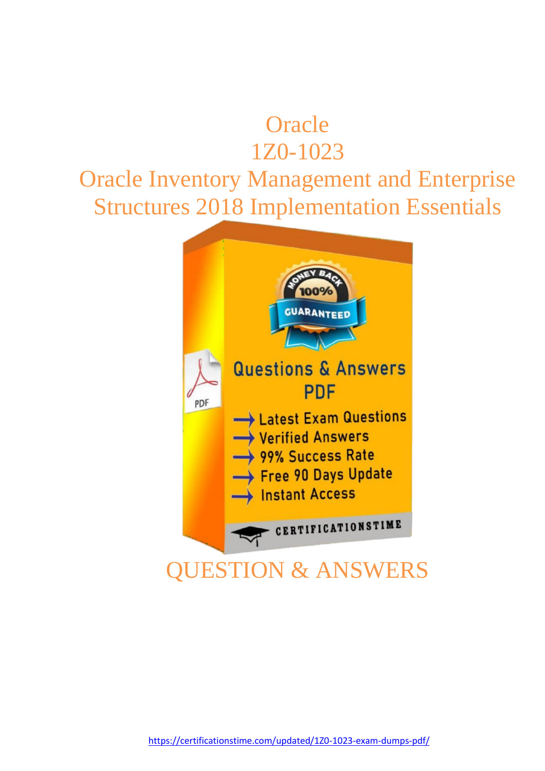# Oracle

# 1Z0-1023

# Oracle Inventory Management and Enterprise Structures 2018 Implementation Essentials

Questions & Answers PDF

- Latest Exam Questions
- Verified Answers
- 99% Success Rate
- Free 90 Days Update
- Instant Access

CERTIFICATIONSTIME

# QUESTION & ANSWERS

https://certificationstime.com/updated/1Z0-1023-exam-dumps-pdf/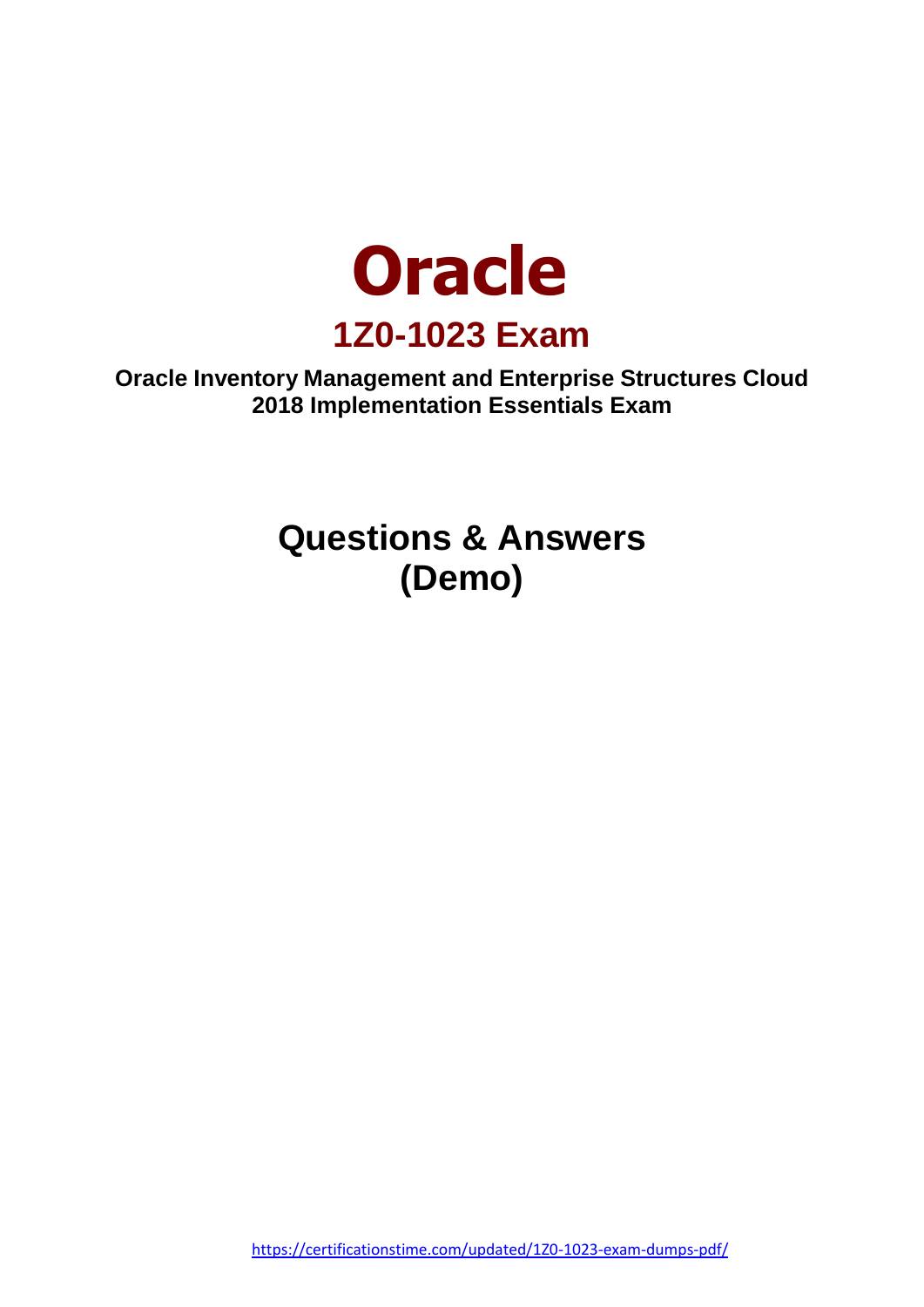# Oracle

## 1Z0-1023 Exam

**Oracle Inventory Management and Enterprise Structures Cloud 2018 Implementation Essentials Exam**

## Questions & Answers (Demo)

https://certificationstime.com/updated/1Z0-1023-exam-dumps-pdf/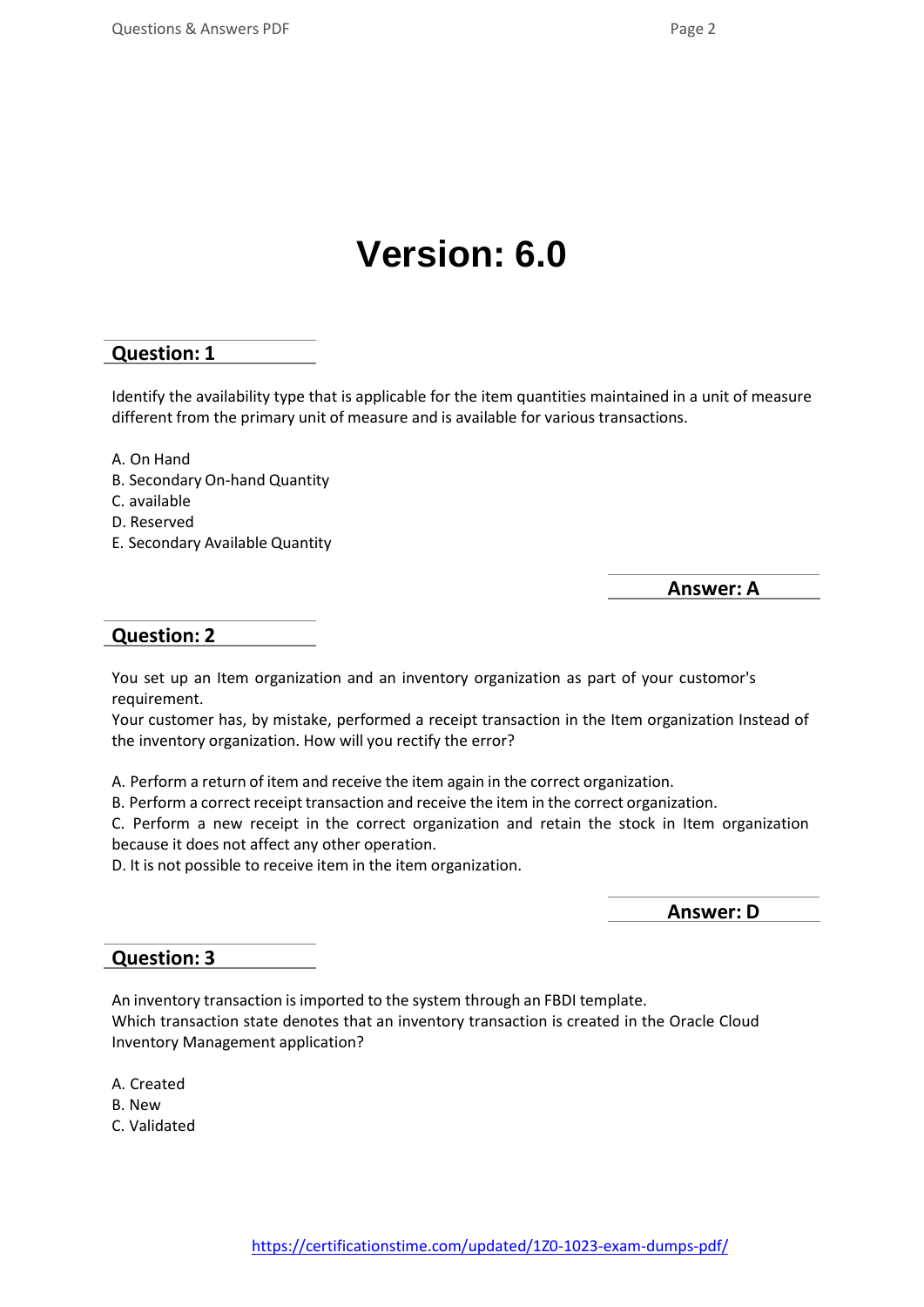# Version: 6.0

## Question: 1

Identify the availability type that is applicable for the item quantities maintained in a unit of measure different from the primary unit of measure and is available for various transactions.

A. On Hand
B. Secondary On-hand Quantity
C. available
D. Reserved
E. Secondary Available Quantity

**Answer: A**

## Question: 2

You set up an Item organization and an inventory organization as part of your customor's requirement.
Your customer has, by mistake, performed a receipt transaction in the Item organization Instead of the inventory organization. How will you rectify the error?

A. Perform a return of item and receive the item again in the correct organization.
B. Perform a correct receipt transaction and receive the item in the correct organization.
C. Perform a new receipt in the correct organization and retain the stock in Item organization because it does not affect any other operation.
D. It is not possible to receive item in the item organization.

**Answer: D**

## Question: 3

An inventory transaction is imported to the system through an FBDI template.
Which transaction state denotes that an inventory transaction is created in the Oracle Cloud Inventory Management application?

A. Created
B. New
C. Validated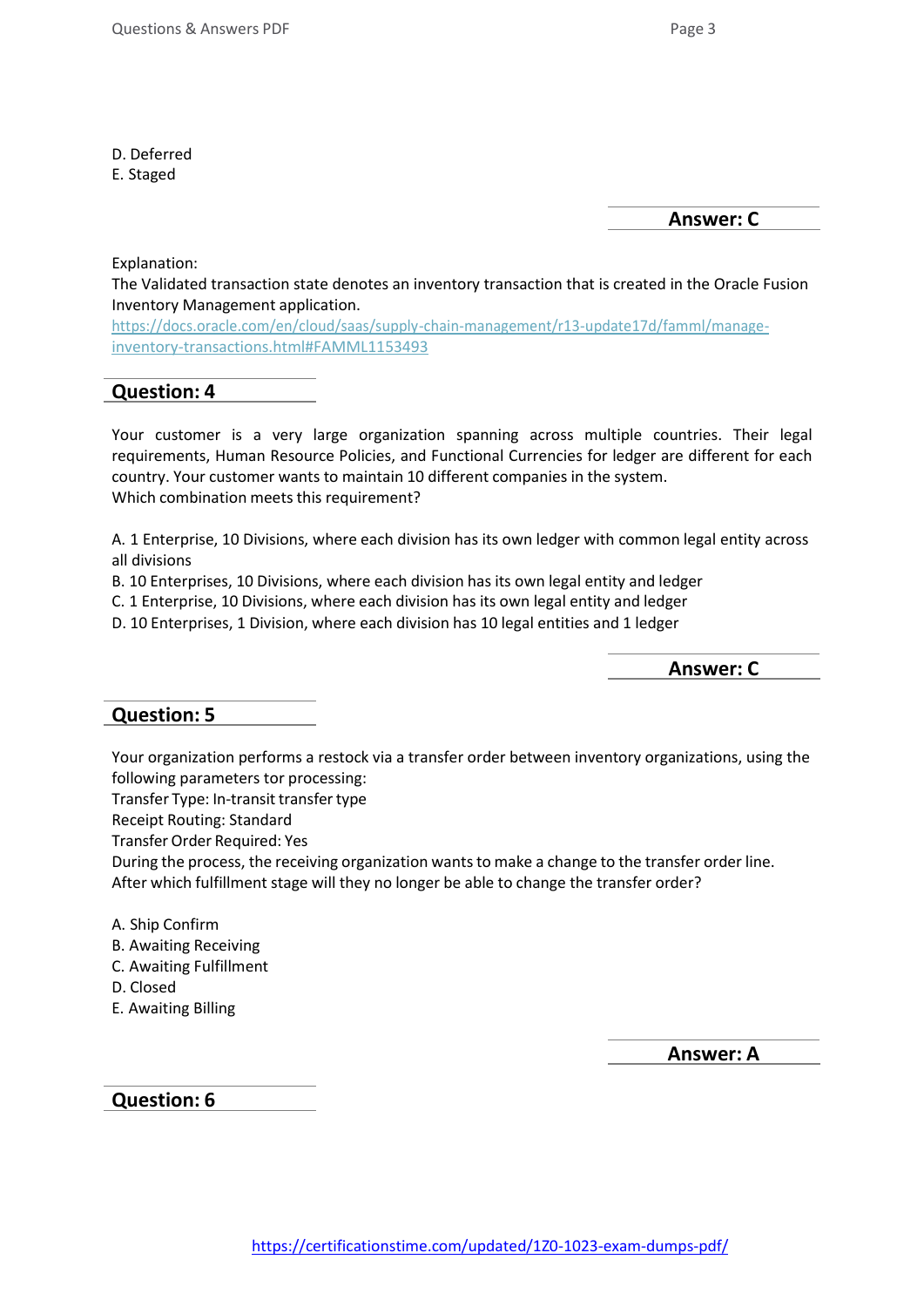D. Deferred
E. Staged

**Answer: C**

Explanation:
The Validated transaction state denotes an inventory transaction that is created in the Oracle Fusion Inventory Management application.
https://docs.oracle.com/en/cloud/saas/supply-chain-management/r13-update17d/famml/manage-inventory-transactions.html#FAMML1153493

## Question: 4

Your customer is a very large organization spanning across multiple countries. Their legal requirements, Human Resource Policies, and Functional Currencies for ledger are different for each country. Your customer wants to maintain 10 different companies in the system.
Which combination meets this requirement?

A. 1 Enterprise, 10 Divisions, where each division has its own ledger with common legal entity across all divisions
B. 10 Enterprises, 10 Divisions, where each division has its own legal entity and ledger
C. 1 Enterprise, 10 Divisions, where each division has its own legal entity and ledger
D. 10 Enterprises, 1 Division, where each division has 10 legal entities and 1 ledger

**Answer: C**

## Question: 5

Your organization performs a restock via a transfer order between inventory organizations, using the following parameters tor processing:
Transfer Type: In-transit transfer type
Receipt Routing: Standard
Transfer Order Required: Yes
During the process, the receiving organization wants to make a change to the transfer order line.
After which fulfillment stage will they no longer be able to change the transfer order?

A. Ship Confirm
B. Awaiting Receiving
C. Awaiting Fulfillment
D. Closed
E. Awaiting Billing

**Answer: A**

## Question: 6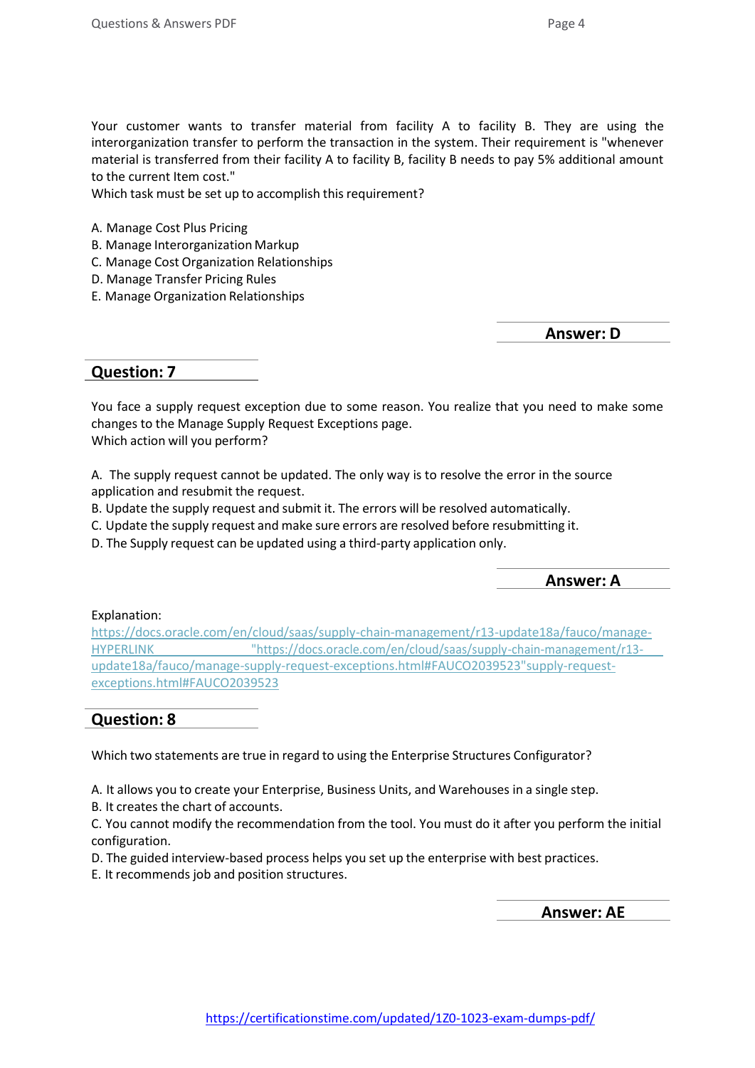Your customer wants to transfer material from facility A to facility B. They are using the interorganization transfer to perform the transaction in the system. Their requirement is "whenever material is transferred from their facility A to facility B, facility B needs to pay 5% additional amount to the current Item cost."

Which task must be set up to accomplish this requirement?

A. Manage Cost Plus Pricing
B. Manage Interorganization Markup
C. Manage Cost Organization Relationships
D. Manage Transfer Pricing Rules
E. Manage Organization Relationships

**Answer: D**

## Question: 7

You face a supply request exception due to some reason. You realize that you need to make some changes to the Manage Supply Request Exceptions page.

Which action will you perform?

A. The supply request cannot be updated. The only way is to resolve the error in the source application and resubmit the request.
B. Update the supply request and submit it. The errors will be resolved automatically.
C. Update the supply request and make sure errors are resolved before resubmitting it.
D. The Supply request can be updated using a third-party application only.

**Answer: A**

Explanation:
https://docs.oracle.com/en/cloud/saas/supply-chain-management/r13-update18a/fauco/manage-HYPERLINK "https://docs.oracle.com/en/cloud/saas/supply-chain-management/r13-update18a/fauco/manage-supply-request-exceptions.html#FAUCO2039523"supply-request-exceptions.html#FAUCO2039523

## Question: 8

Which two statements are true in regard to using the Enterprise Structures Configurator?

A. It allows you to create your Enterprise, Business Units, and Warehouses in a single step.
B. It creates the chart of accounts.
C. You cannot modify the recommendation from the tool. You must do it after you perform the initial configuration.
D. The guided interview-based process helps you set up the enterprise with best practices.
E. It recommends job and position structures.

**Answer: AE**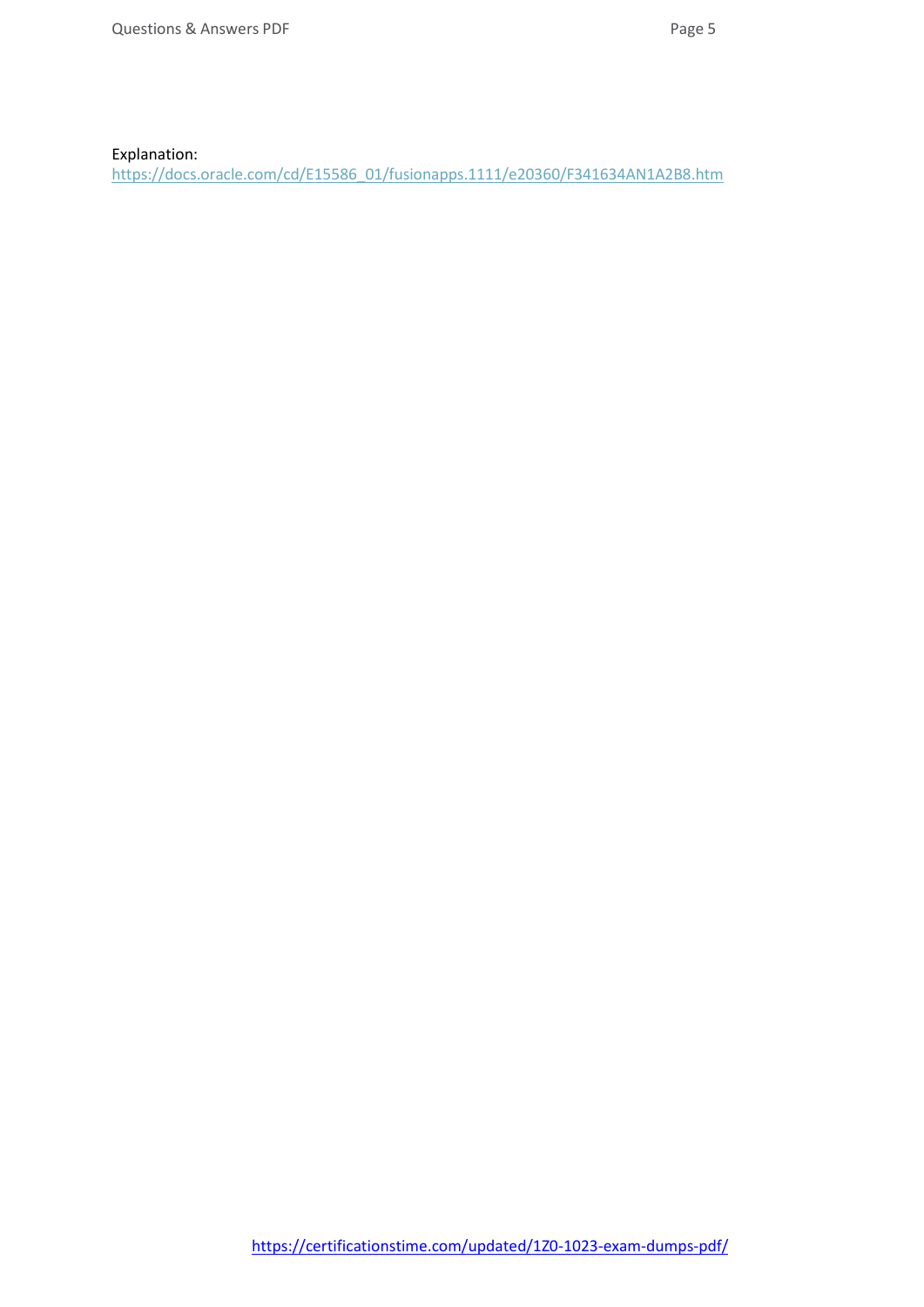Explanation:
https://docs.oracle.com/cd/E15586_01/fusionapps.1111/e20360/F341634AN1A2B8.htm